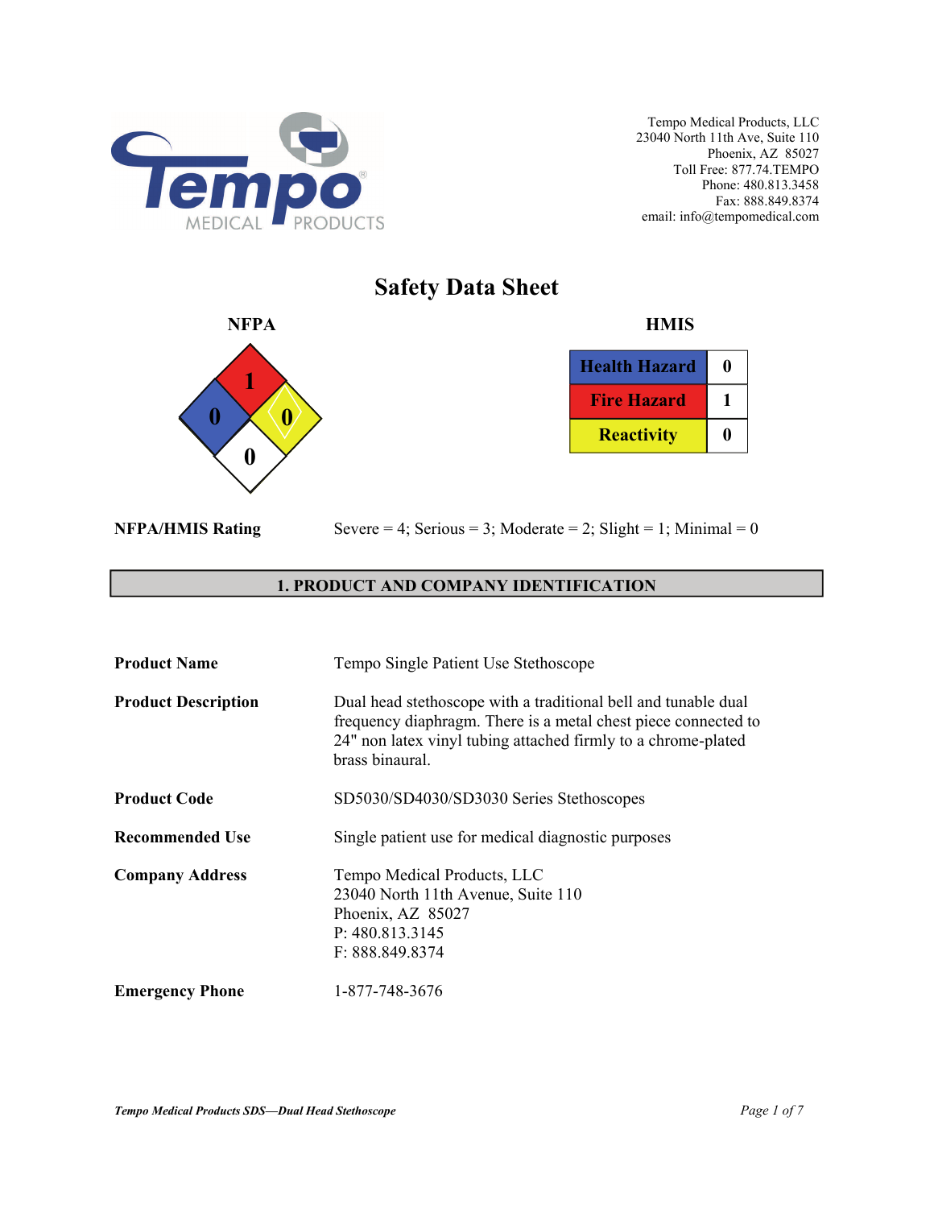Tempo Medical Products, LLC
23040 North 11th Ave, Suite 110
Phoenix, AZ 85027
Toll Free: 877.74.TEMPO
Phone: 480.813.3458
Fax: 888.849.8374
email: info@tempomedical.com

# Safety Data Sheet

**NFPA**

| Fire (red) | Health (blue) | Reactivity (yellow) | Special (white) |
|---|---|---|---|
| 1 | 0 | 0 | 0 |

**HMIS**

| | |
|---|---|
| **Health Hazard** | 0 |
| **Fire Hazard** | 1 |
| **Reactivity** | 0 |

**NFPA/HMIS Rating** Severe = 4; Serious = 3; Moderate = 2; Slight = 1; Minimal = 0

## 1. PRODUCT AND COMPANY IDENTIFICATION

**Product Name** Tempo Single Patient Use Stethoscope

**Product Description** Dual head stethoscope with a traditional bell and tunable dual frequency diaphragm. There is a metal chest piece connected to 24" non latex vinyl tubing attached firmly to a chrome-plated brass binaural.

**Product Code** SD5030/SD4030/SD3030 Series Stethoscopes

**Recommended Use** Single patient use for medical diagnostic purposes

**Company Address** Tempo Medical Products, LLC
23040 North 11th Avenue, Suite 110
Phoenix, AZ 85027
P: 480.813.3145
F: 888.849.8374

**Emergency Phone** 1-877-748-3676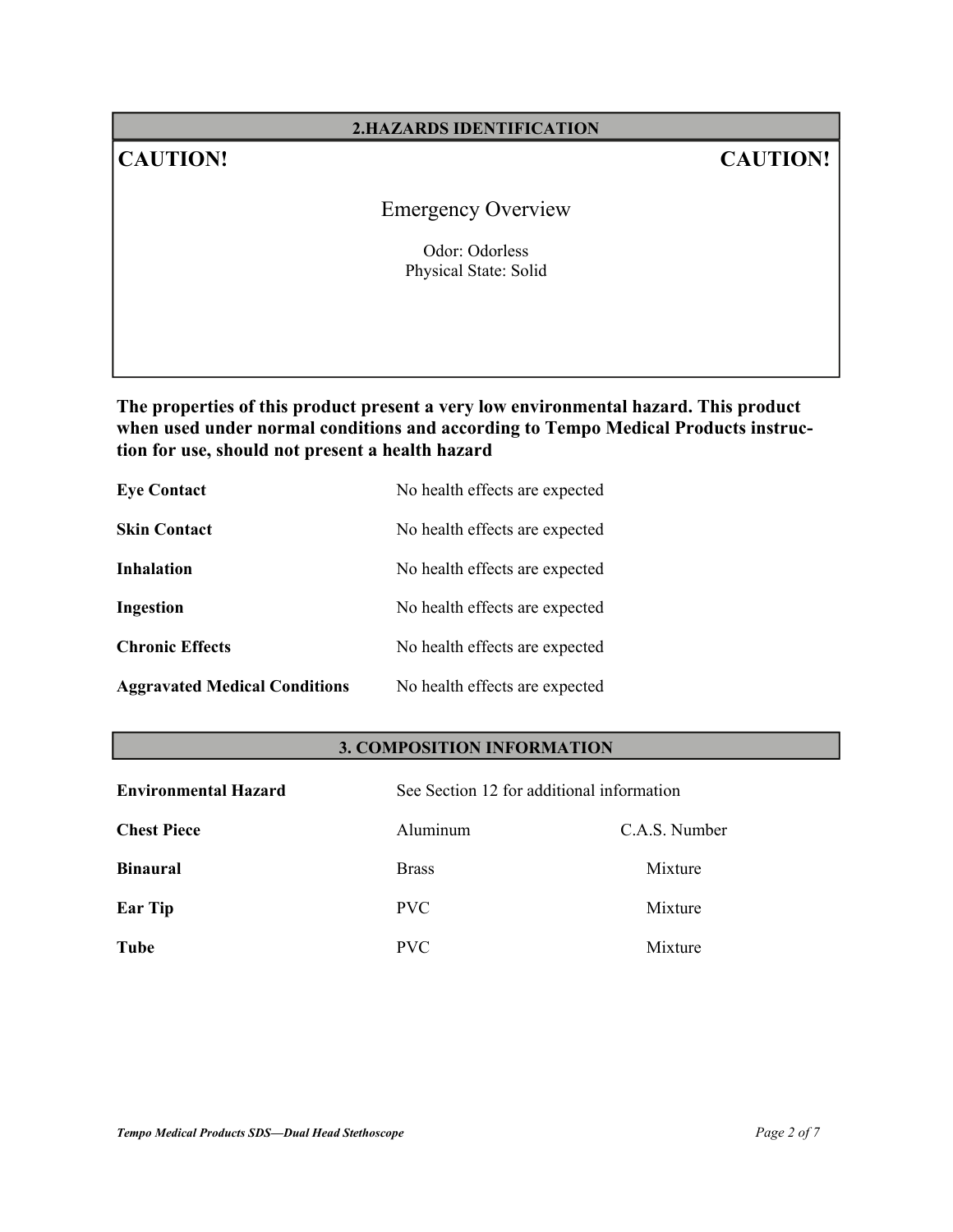## 2.HAZARDS IDENTIFICATION

**CAUTION!** **CAUTION!**

### Emergency Overview

Odor: Odorless
Physical State: Solid

**The properties of this product present a very low environmental hazard. This product when used under normal conditions and according to Tempo Medical Products instruction for use, should not present a health hazard**

| | |
|---|---|
| **Eye Contact** | No health effects are expected |
| **Skin Contact** | No health effects are expected |
| **Inhalation** | No health effects are expected |
| **Ingestion** | No health effects are expected |
| **Chronic Effects** | No health effects are expected |
| **Aggravated Medical Conditions** | No health effects are expected |

## 3. COMPOSITION INFORMATION

| | | |
|---|---|---|
| **Environmental Hazard** | See Section 12 for additional information | |
| **Chest Piece** | Aluminum | C.A.S. Number |
| **Binaural** | Brass | Mixture |
| **Ear Tip** | PVC | Mixture |
| **Tube** | PVC | Mixture |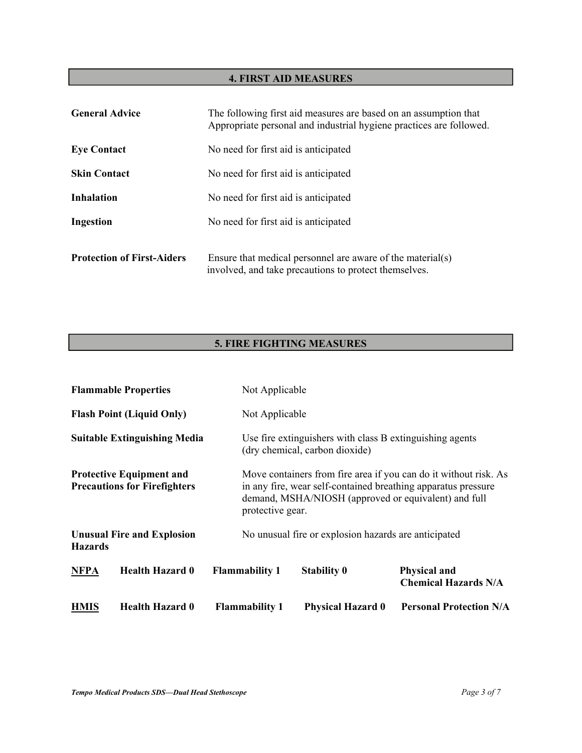## 4. FIRST AID MEASURES

| | |
|---|---|
| **General Advice** | The following first aid measures are based on an assumption that Appropriate personal and industrial hygiene practices are followed. |
| **Eye Contact** | No need for first aid is anticipated |
| **Skin Contact** | No need for first aid is anticipated |
| **Inhalation** | No need for first aid is anticipated |
| **Ingestion** | No need for first aid is anticipated |
| **Protection of First-Aiders** | Ensure that medical personnel are aware of the material(s) involved, and take precautions to protect themselves. |

## 5. FIRE FIGHTING MEASURES

| | |
|---|---|
| **Flammable Properties** | Not Applicable |
| **Flash Point (Liquid Only)** | Not Applicable |
| **Suitable Extinguishing Media** | Use fire extinguishers with class B extinguishing agents (dry chemical, carbon dioxide) |
| **Protective Equipment and Precautions for Firefighters** | Move containers from fire area if you can do it without risk. As in any fire, wear self-contained breathing apparatus pressure demand, MSHA/NIOSH (approved or equivalent) and full protective gear. |
| **Unusual Fire and Explosion Hazards** | No unusual fire or explosion hazards are anticipated |

| | | | | |
|---|---|---|---|---|
| **NFPA** | **Health Hazard 0** | **Flammability 1** | **Stability 0** | **Physical and Chemical Hazards N/A** |
| **HMIS** | **Health Hazard 0** | **Flammability 1** | **Physical Hazard 0** | **Personal Protection N/A** |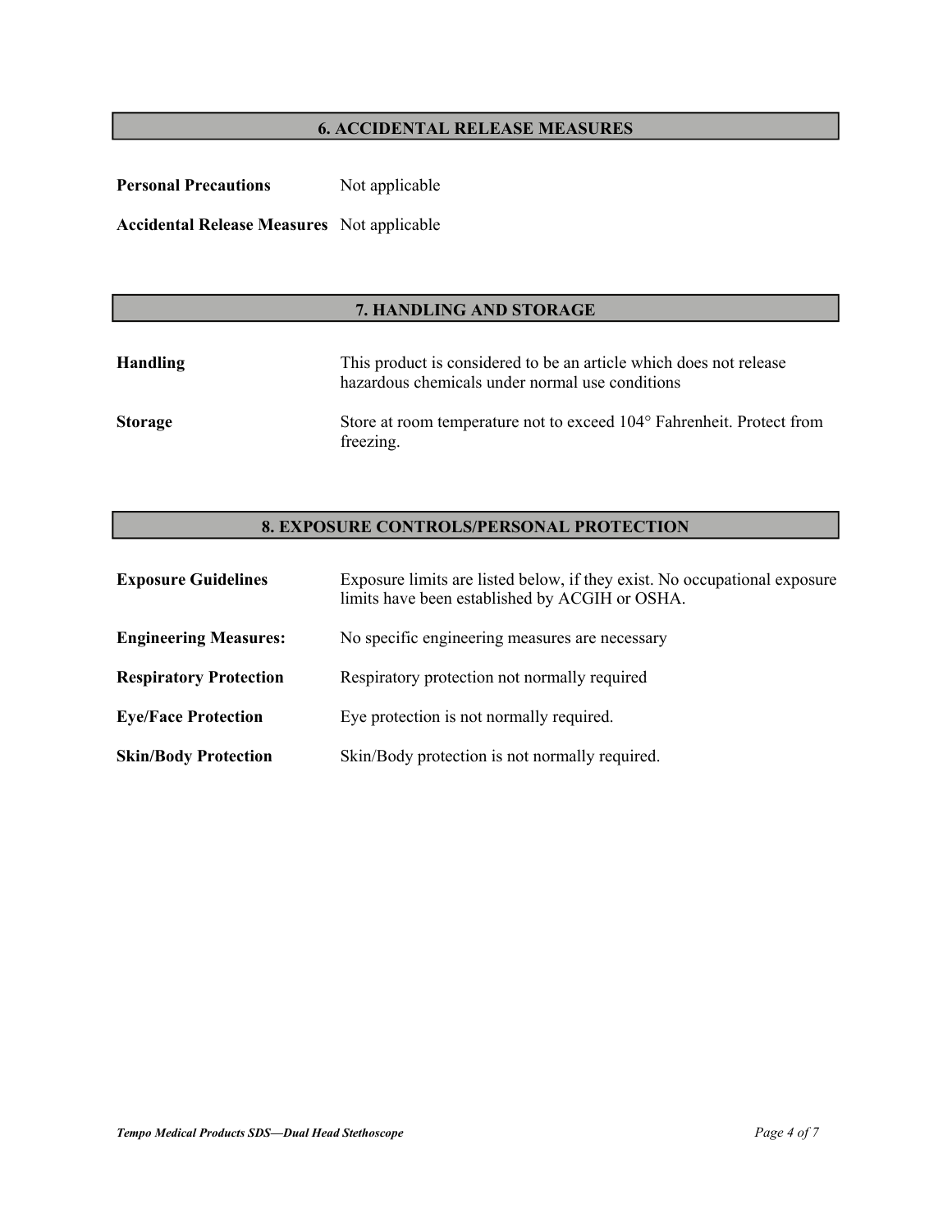## 6. ACCIDENTAL RELEASE MEASURES

**Personal Precautions** Not applicable

**Accidental Release Measures** Not applicable

## 7. HANDLING AND STORAGE

**Handling** This product is considered to be an article which does not release hazardous chemicals under normal use conditions

**Storage** Store at room temperature not to exceed 104° Fahrenheit. Protect from freezing.

## 8. EXPOSURE CONTROLS/PERSONAL PROTECTION

**Exposure Guidelines** Exposure limits are listed below, if they exist. No occupational exposure limits have been established by ACGIH or OSHA.

**Engineering Measures:** No specific engineering measures are necessary

**Respiratory Protection** Respiratory protection not normally required

**Eye/Face Protection** Eye protection is not normally required.

**Skin/Body Protection** Skin/Body protection is not normally required.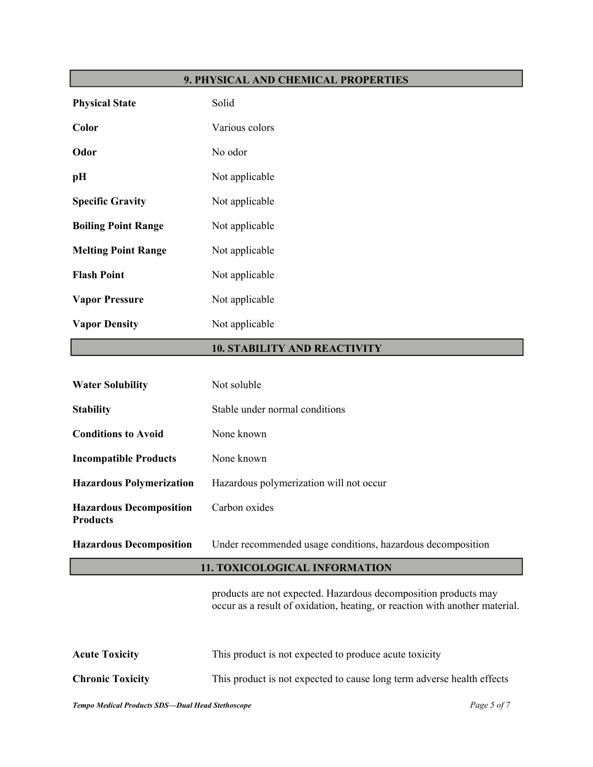## 9. PHYSICAL AND CHEMICAL PROPERTIES

| | |
|---|---|
| **Physical State** | Solid |
| **Color** | Various colors |
| **Odor** | No odor |
| **pH** | Not applicable |
| **Specific Gravity** | Not applicable |
| **Boiling Point Range** | Not applicable |
| **Melting Point Range** | Not applicable |
| **Flash Point** | Not applicable |
| **Vapor Pressure** | Not applicable |
| **Vapor Density** | Not applicable |

## 10. STABILITY AND REACTIVITY

| | |
|---|---|
| **Water Solubility** | Not soluble |
| **Stability** | Stable under normal conditions |
| **Conditions to Avoid** | None known |
| **Incompatible Products** | None known |
| **Hazardous Polymerization** | Hazardous polymerization will not occur |
| **Hazardous Decomposition Products** | Carbon oxides |
| **Hazardous Decomposition** | Under recommended usage conditions, hazardous decomposition products are not expected. Hazardous decomposition products may occur as a result of oxidation, heating, or reaction with another material. |

## 11. TOXICOLOGICAL INFORMATION

| | |
|---|---|
| **Acute Toxicity** | This product is not expected to produce acute toxicity |
| **Chronic Toxicity** | This product is not expected to cause long term adverse health effects |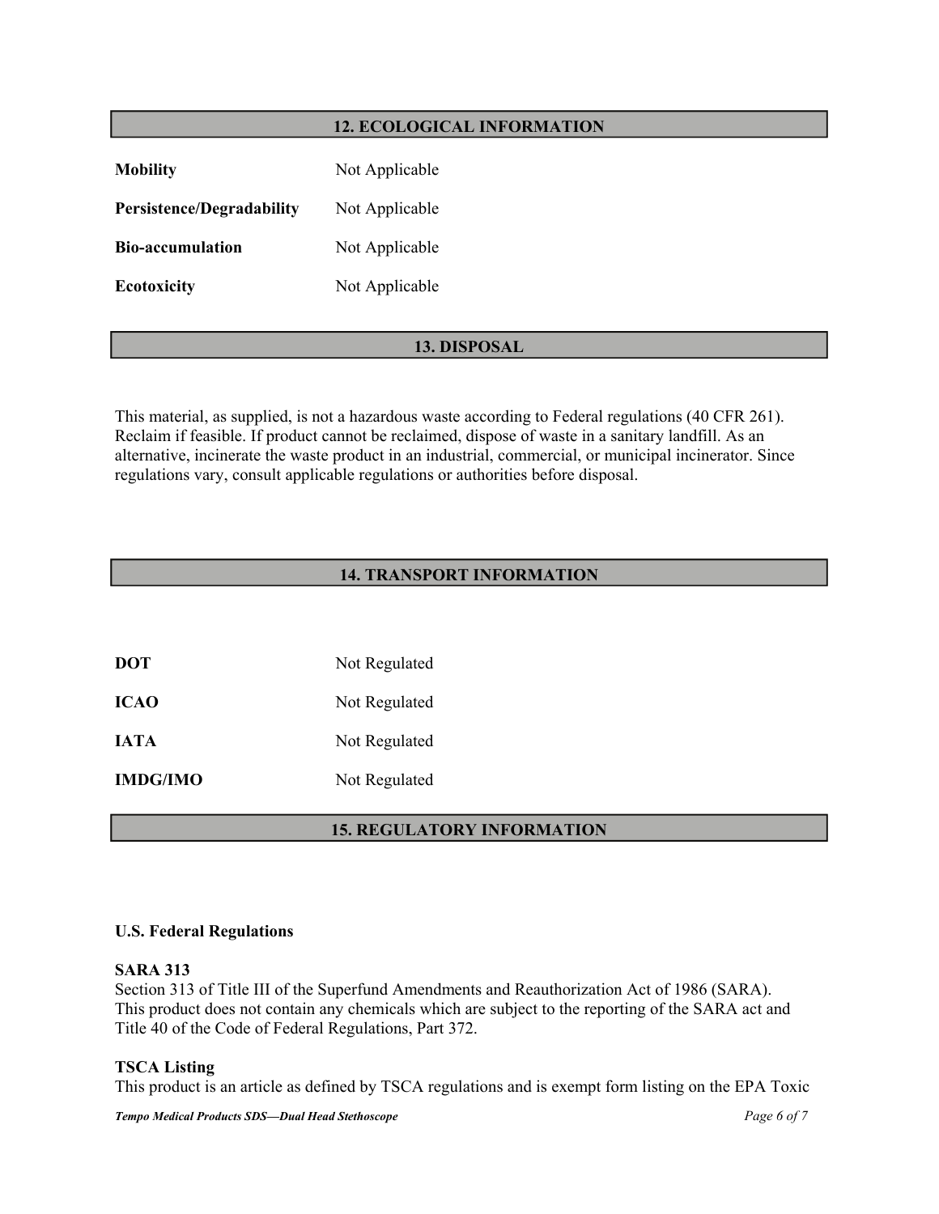## 12. ECOLOGICAL INFORMATION

**Mobility** Not Applicable

**Persistence/Degradability** Not Applicable

**Bio-accumulation** Not Applicable

**Ecotoxicity** Not Applicable

## 13. DISPOSAL

This material, as supplied, is not a hazardous waste according to Federal regulations (40 CFR 261). Reclaim if feasible. If product cannot be reclaimed, dispose of waste in a sanitary landfill. As an alternative, incinerate the waste product in an industrial, commercial, or municipal incinerator. Since regulations vary, consult applicable regulations or authorities before disposal.

## 14. TRANSPORT INFORMATION

**DOT** Not Regulated

**ICAO** Not Regulated

**IATA** Not Regulated

**IMDG/IMO** Not Regulated

## 15. REGULATORY INFORMATION

**U.S. Federal Regulations**

**SARA 313**
Section 313 of Title III of the Superfund Amendments and Reauthorization Act of 1986 (SARA). This product does not contain any chemicals which are subject to the reporting of the SARA act and Title 40 of the Code of Federal Regulations, Part 372.

**TSCA Listing**
This product is an article as defined by TSCA regulations and is exempt form listing on the EPA Toxic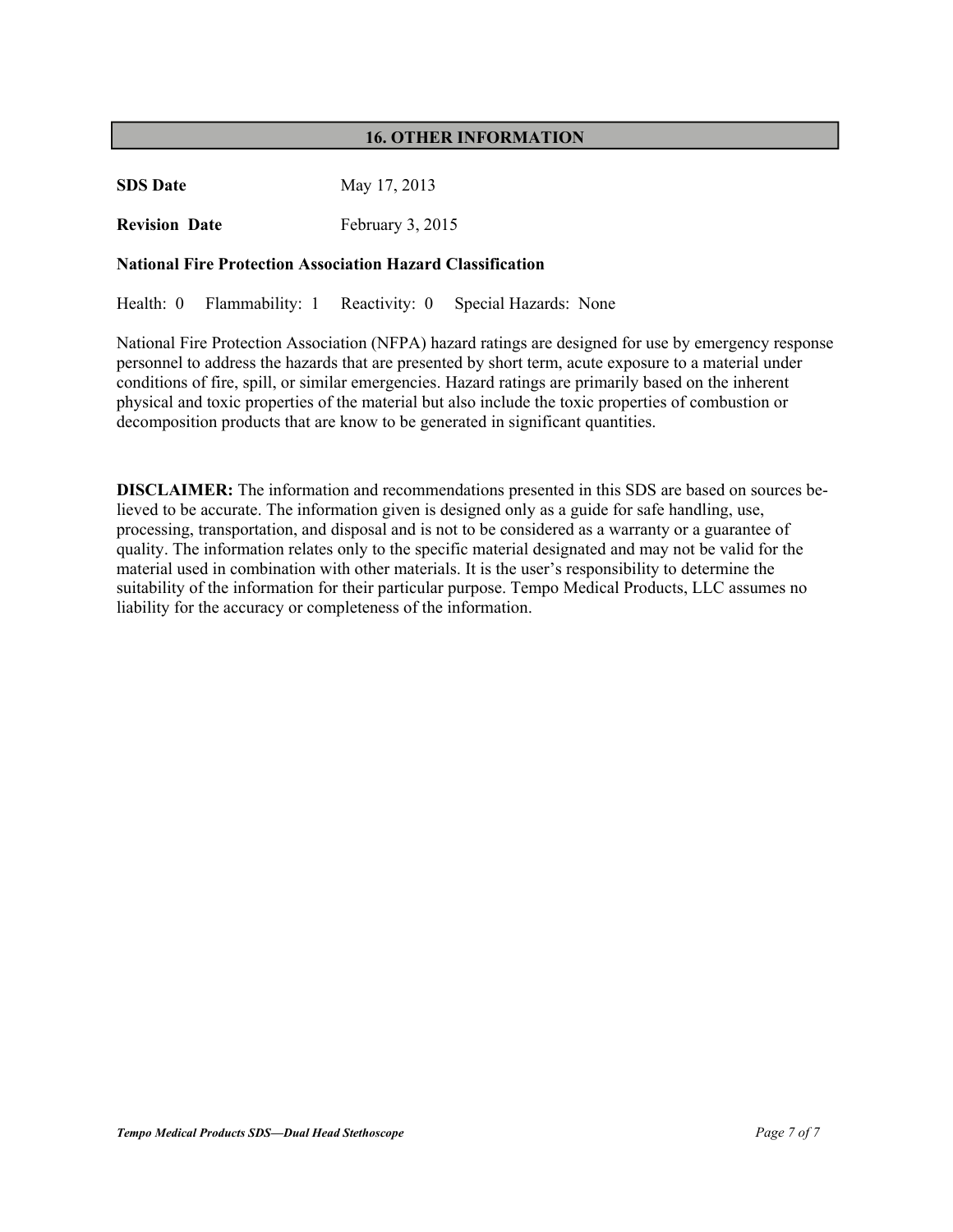## 16. OTHER INFORMATION

**SDS Date** May 17, 2013

**Revision Date** February 3, 2015

**National Fire Protection Association Hazard Classification**

Health: 0 Flammability: 1 Reactivity: 0 Special Hazards: None

National Fire Protection Association (NFPA) hazard ratings are designed for use by emergency response personnel to address the hazards that are presented by short term, acute exposure to a material under conditions of fire, spill, or similar emergencies. Hazard ratings are primarily based on the inherent physical and toxic properties of the material but also include the toxic properties of combustion or decomposition products that are know to be generated in significant quantities.

**DISCLAIMER:** The information and recommendations presented in this SDS are based on sources believed to be accurate. The information given is designed only as a guide for safe handling, use, processing, transportation, and disposal and is not to be considered as a warranty or a guarantee of quality. The information relates only to the specific material designated and may not be valid for the material used in combination with other materials. It is the user's responsibility to determine the suitability of the information for their particular purpose. Tempo Medical Products, LLC assumes no liability for the accuracy or completeness of the information.